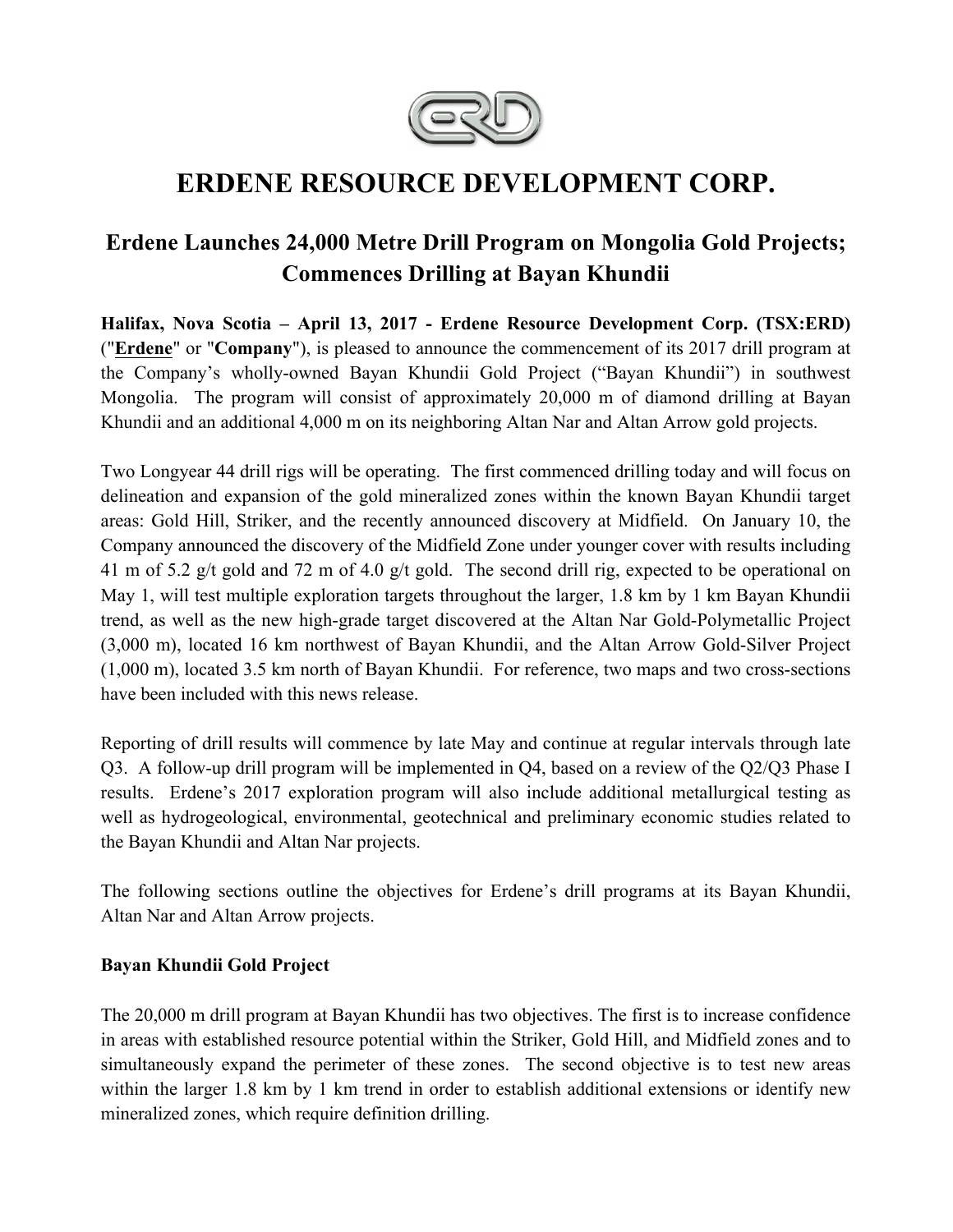# ERDENE RESOURCE DEVELOPMENT CORP.

## Erdene Launches 24,000 Metre Drill Program on Mongolia Gold Projects; Commences Drilling at Bayan Khundii

**Halifax, Nova Scotia – April 13, 2017 - Erdene Resource Development Corp. (TSX:ERD)** ("**Erdene**" or "**Company**"), is pleased to announce the commencement of its 2017 drill program at the Company's wholly-owned Bayan Khundii Gold Project ("Bayan Khundii") in southwest Mongolia. The program will consist of approximately 20,000 m of diamond drilling at Bayan Khundii and an additional 4,000 m on its neighboring Altan Nar and Altan Arrow gold projects.

Two Longyear 44 drill rigs will be operating. The first commenced drilling today and will focus on delineation and expansion of the gold mineralized zones within the known Bayan Khundii target areas: Gold Hill, Striker, and the recently announced discovery at Midfield. On January 10, the Company announced the discovery of the Midfield Zone under younger cover with results including 41 m of 5.2 g/t gold and 72 m of 4.0 g/t gold. The second drill rig, expected to be operational on May 1, will test multiple exploration targets throughout the larger, 1.8 km by 1 km Bayan Khundii trend, as well as the new high-grade target discovered at the Altan Nar Gold-Polymetallic Project (3,000 m), located 16 km northwest of Bayan Khundii, and the Altan Arrow Gold-Silver Project (1,000 m), located 3.5 km north of Bayan Khundii. For reference, two maps and two cross-sections have been included with this news release.

Reporting of drill results will commence by late May and continue at regular intervals through late Q3. A follow-up drill program will be implemented in Q4, based on a review of the Q2/Q3 Phase I results. Erdene's 2017 exploration program will also include additional metallurgical testing as well as hydrogeological, environmental, geotechnical and preliminary economic studies related to the Bayan Khundii and Altan Nar projects.

The following sections outline the objectives for Erdene's drill programs at its Bayan Khundii, Altan Nar and Altan Arrow projects.

**Bayan Khundii Gold Project**

The 20,000 m drill program at Bayan Khundii has two objectives. The first is to increase confidence in areas with established resource potential within the Striker, Gold Hill, and Midfield zones and to simultaneously expand the perimeter of these zones. The second objective is to test new areas within the larger 1.8 km by 1 km trend in order to establish additional extensions or identify new mineralized zones, which require definition drilling.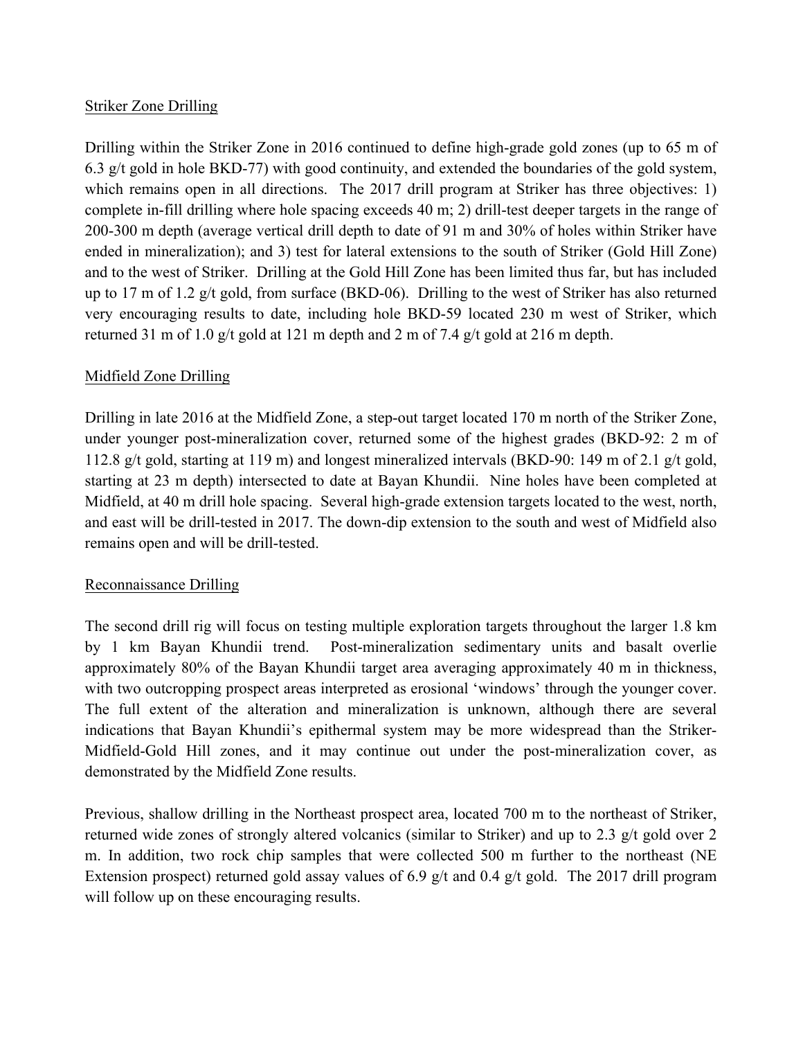Striker Zone Drilling

Drilling within the Striker Zone in 2016 continued to define high-grade gold zones (up to 65 m of 6.3 g/t gold in hole BKD-77) with good continuity, and extended the boundaries of the gold system, which remains open in all directions. The 2017 drill program at Striker has three objectives: 1) complete in-fill drilling where hole spacing exceeds 40 m; 2) drill-test deeper targets in the range of 200-300 m depth (average vertical drill depth to date of 91 m and 30% of holes within Striker have ended in mineralization); and 3) test for lateral extensions to the south of Striker (Gold Hill Zone) and to the west of Striker. Drilling at the Gold Hill Zone has been limited thus far, but has included up to 17 m of 1.2 g/t gold, from surface (BKD-06). Drilling to the west of Striker has also returned very encouraging results to date, including hole BKD-59 located 230 m west of Striker, which returned 31 m of 1.0 g/t gold at 121 m depth and 2 m of 7.4 g/t gold at 216 m depth.

Midfield Zone Drilling

Drilling in late 2016 at the Midfield Zone, a step-out target located 170 m north of the Striker Zone, under younger post-mineralization cover, returned some of the highest grades (BKD-92: 2 m of 112.8 g/t gold, starting at 119 m) and longest mineralized intervals (BKD-90: 149 m of 2.1 g/t gold, starting at 23 m depth) intersected to date at Bayan Khundii. Nine holes have been completed at Midfield, at 40 m drill hole spacing. Several high-grade extension targets located to the west, north, and east will be drill-tested in 2017. The down-dip extension to the south and west of Midfield also remains open and will be drill-tested.

Reconnaissance Drilling

The second drill rig will focus on testing multiple exploration targets throughout the larger 1.8 km by 1 km Bayan Khundii trend. Post-mineralization sedimentary units and basalt overlie approximately 80% of the Bayan Khundii target area averaging approximately 40 m in thickness, with two outcropping prospect areas interpreted as erosional 'windows' through the younger cover. The full extent of the alteration and mineralization is unknown, although there are several indications that Bayan Khundii's epithermal system may be more widespread than the Striker-Midfield-Gold Hill zones, and it may continue out under the post-mineralization cover, as demonstrated by the Midfield Zone results.

Previous, shallow drilling in the Northeast prospect area, located 700 m to the northeast of Striker, returned wide zones of strongly altered volcanics (similar to Striker) and up to 2.3 g/t gold over 2 m. In addition, two rock chip samples that were collected 500 m further to the northeast (NE Extension prospect) returned gold assay values of 6.9 g/t and 0.4 g/t gold. The 2017 drill program will follow up on these encouraging results.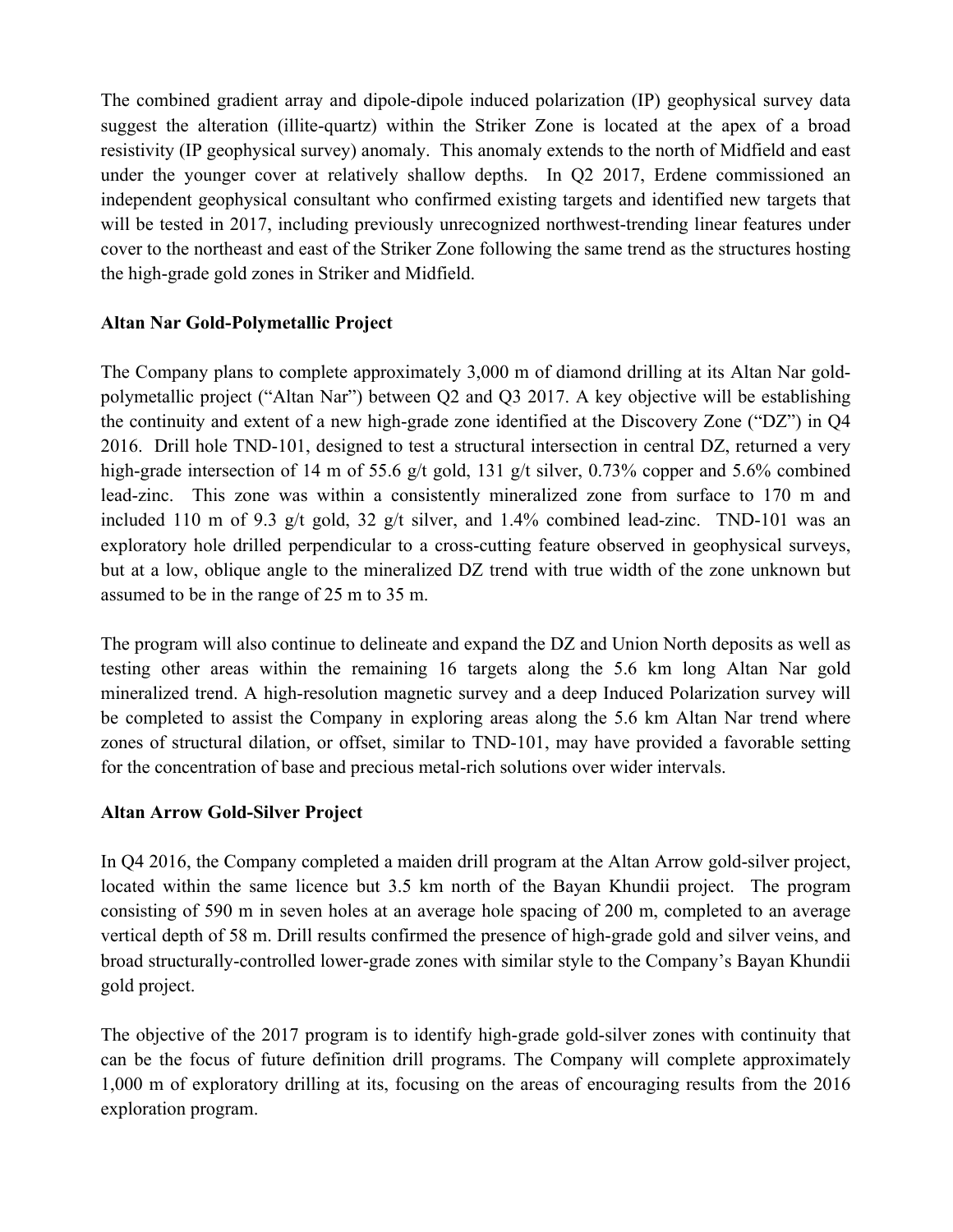The combined gradient array and dipole-dipole induced polarization (IP) geophysical survey data suggest the alteration (illite-quartz) within the Striker Zone is located at the apex of a broad resistivity (IP geophysical survey) anomaly. This anomaly extends to the north of Midfield and east under the younger cover at relatively shallow depths. In Q2 2017, Erdene commissioned an independent geophysical consultant who confirmed existing targets and identified new targets that will be tested in 2017, including previously unrecognized northwest-trending linear features under cover to the northeast and east of the Striker Zone following the same trend as the structures hosting the high-grade gold zones in Striker and Midfield.

**Altan Nar Gold-Polymetallic Project**

The Company plans to complete approximately 3,000 m of diamond drilling at its Altan Nar gold-polymetallic project ("Altan Nar") between Q2 and Q3 2017. A key objective will be establishing the continuity and extent of a new high-grade zone identified at the Discovery Zone ("DZ") in Q4 2016. Drill hole TND-101, designed to test a structural intersection in central DZ, returned a very high-grade intersection of 14 m of 55.6 g/t gold, 131 g/t silver, 0.73% copper and 5.6% combined lead-zinc. This zone was within a consistently mineralized zone from surface to 170 m and included 110 m of 9.3 g/t gold, 32 g/t silver, and 1.4% combined lead-zinc. TND-101 was an exploratory hole drilled perpendicular to a cross-cutting feature observed in geophysical surveys, but at a low, oblique angle to the mineralized DZ trend with true width of the zone unknown but assumed to be in the range of 25 m to 35 m.

The program will also continue to delineate and expand the DZ and Union North deposits as well as testing other areas within the remaining 16 targets along the 5.6 km long Altan Nar gold mineralized trend. A high-resolution magnetic survey and a deep Induced Polarization survey will be completed to assist the Company in exploring areas along the 5.6 km Altan Nar trend where zones of structural dilation, or offset, similar to TND-101, may have provided a favorable setting for the concentration of base and precious metal-rich solutions over wider intervals.

**Altan Arrow Gold-Silver Project**

In Q4 2016, the Company completed a maiden drill program at the Altan Arrow gold-silver project, located within the same licence but 3.5 km north of the Bayan Khundii project. The program consisting of 590 m in seven holes at an average hole spacing of 200 m, completed to an average vertical depth of 58 m. Drill results confirmed the presence of high-grade gold and silver veins, and broad structurally-controlled lower-grade zones with similar style to the Company's Bayan Khundii gold project.

The objective of the 2017 program is to identify high-grade gold-silver zones with continuity that can be the focus of future definition drill programs. The Company will complete approximately 1,000 m of exploratory drilling at its, focusing on the areas of encouraging results from the 2016 exploration program.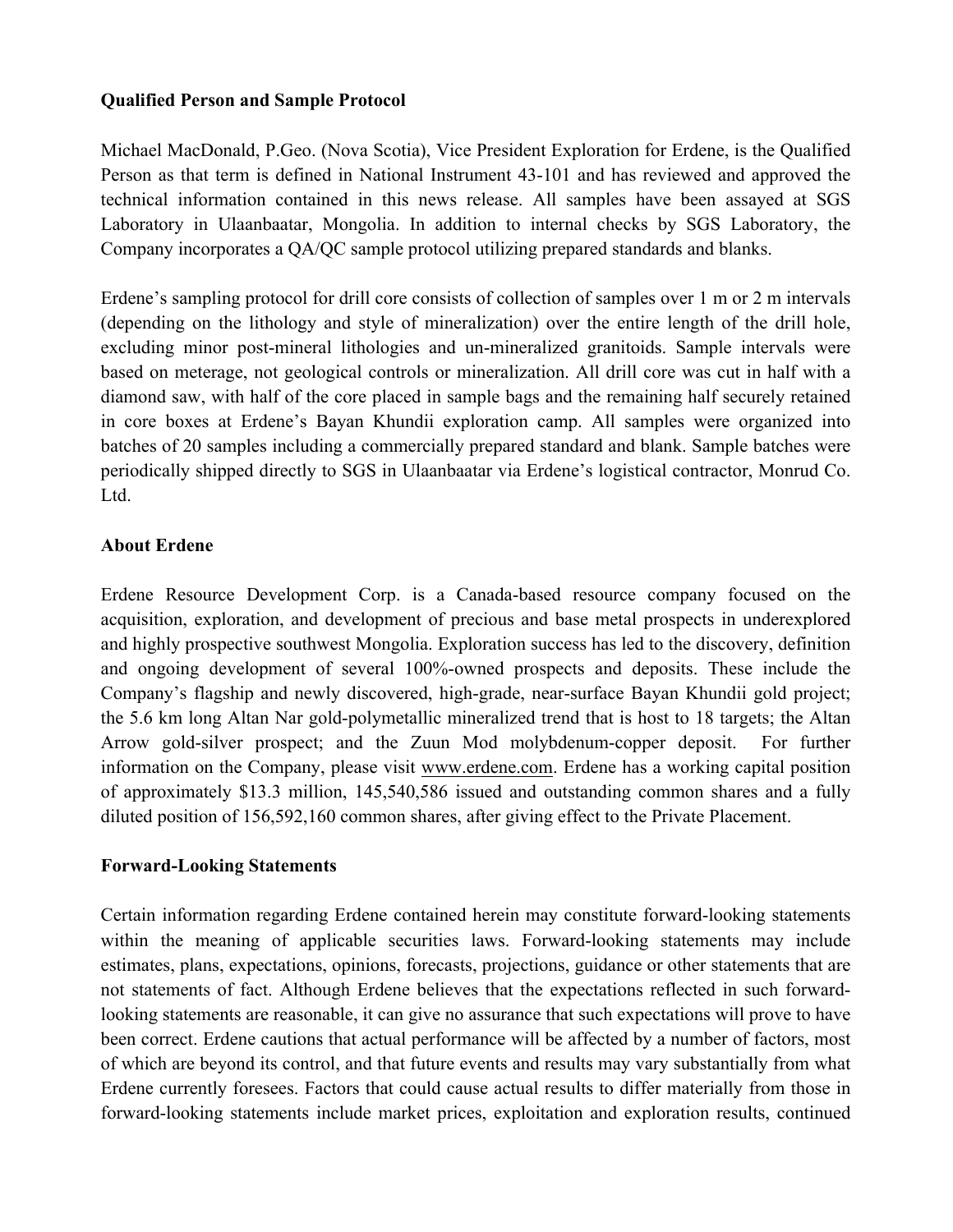**Qualified Person and Sample Protocol**

Michael MacDonald, P.Geo. (Nova Scotia), Vice President Exploration for Erdene, is the Qualified Person as that term is defined in National Instrument 43-101 and has reviewed and approved the technical information contained in this news release. All samples have been assayed at SGS Laboratory in Ulaanbaatar, Mongolia. In addition to internal checks by SGS Laboratory, the Company incorporates a QA/QC sample protocol utilizing prepared standards and blanks.

Erdene's sampling protocol for drill core consists of collection of samples over 1 m or 2 m intervals (depending on the lithology and style of mineralization) over the entire length of the drill hole, excluding minor post-mineral lithologies and un-mineralized granitoids. Sample intervals were based on meterage, not geological controls or mineralization. All drill core was cut in half with a diamond saw, with half of the core placed in sample bags and the remaining half securely retained in core boxes at Erdene's Bayan Khundii exploration camp. All samples were organized into batches of 20 samples including a commercially prepared standard and blank. Sample batches were periodically shipped directly to SGS in Ulaanbaatar via Erdene's logistical contractor, Monrud Co. Ltd.

**About Erdene**

Erdene Resource Development Corp. is a Canada-based resource company focused on the acquisition, exploration, and development of precious and base metal prospects in underexplored and highly prospective southwest Mongolia. Exploration success has led to the discovery, definition and ongoing development of several 100%-owned prospects and deposits. These include the Company's flagship and newly discovered, high-grade, near-surface Bayan Khundii gold project; the 5.6 km long Altan Nar gold-polymetallic mineralized trend that is host to 18 targets; the Altan Arrow gold-silver prospect; and the Zuun Mod molybdenum-copper deposit. For further information on the Company, please visit www.erdene.com. Erdene has a working capital position of approximately $13.3 million, 145,540,586 issued and outstanding common shares and a fully diluted position of 156,592,160 common shares, after giving effect to the Private Placement.

**Forward-Looking Statements**

Certain information regarding Erdene contained herein may constitute forward-looking statements within the meaning of applicable securities laws. Forward-looking statements may include estimates, plans, expectations, opinions, forecasts, projections, guidance or other statements that are not statements of fact. Although Erdene believes that the expectations reflected in such forward-looking statements are reasonable, it can give no assurance that such expectations will prove to have been correct. Erdene cautions that actual performance will be affected by a number of factors, most of which are beyond its control, and that future events and results may vary substantially from what Erdene currently foresees. Factors that could cause actual results to differ materially from those in forward-looking statements include market prices, exploitation and exploration results, continued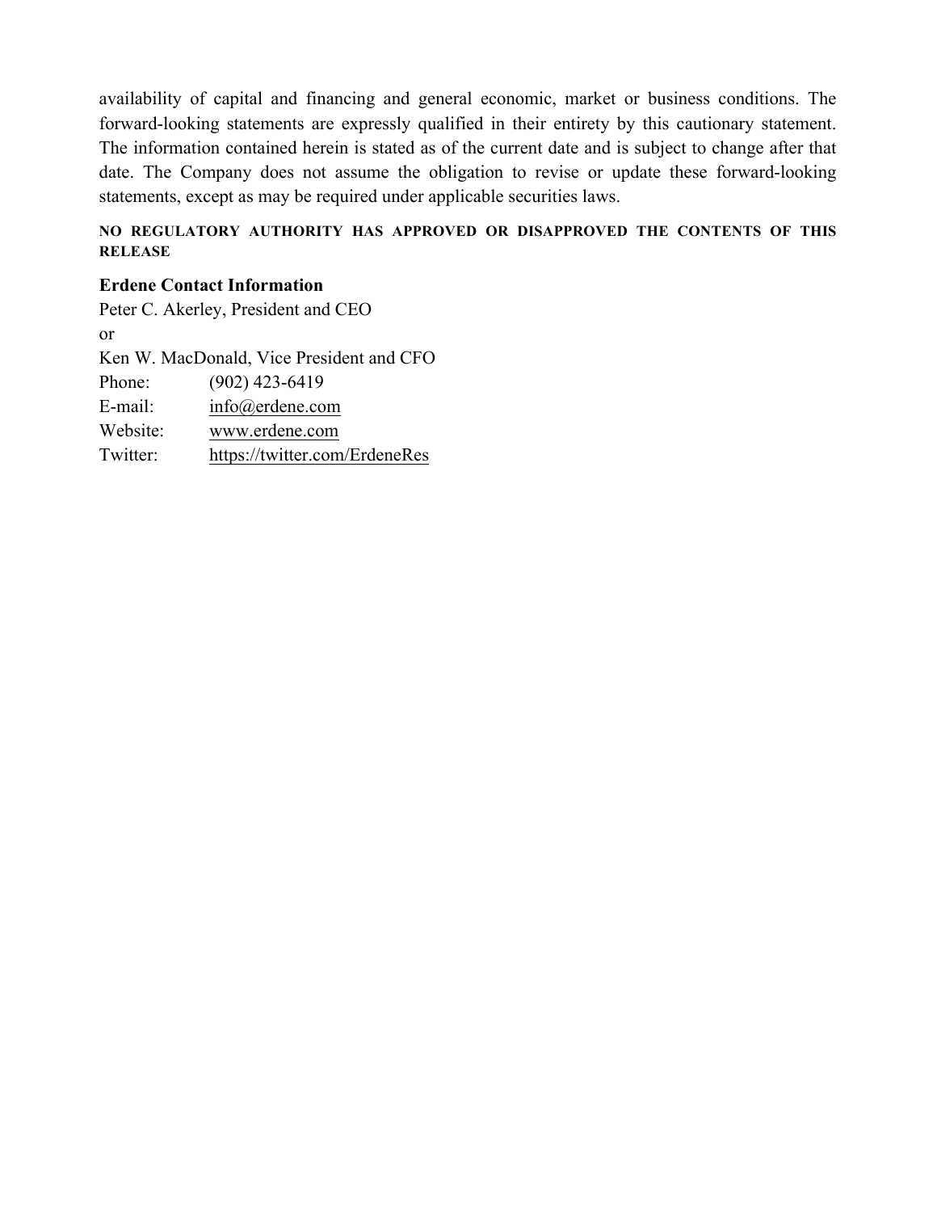availability of capital and financing and general economic, market or business conditions. The forward-looking statements are expressly qualified in their entirety by this cautionary statement. The information contained herein is stated as of the current date and is subject to change after that date. The Company does not assume the obligation to revise or update these forward-looking statements, except as may be required under applicable securities laws.

**NO REGULATORY AUTHORITY HAS APPROVED OR DISAPPROVED THE CONTENTS OF THIS RELEASE**

**Erdene Contact Information**

Peter C. Akerley, President and CEO
or
Ken W. MacDonald, Vice President and CFO
Phone: (902) 423-6419
E-mail: info@erdene.com
Website: www.erdene.com
Twitter: https://twitter.com/ErdeneRes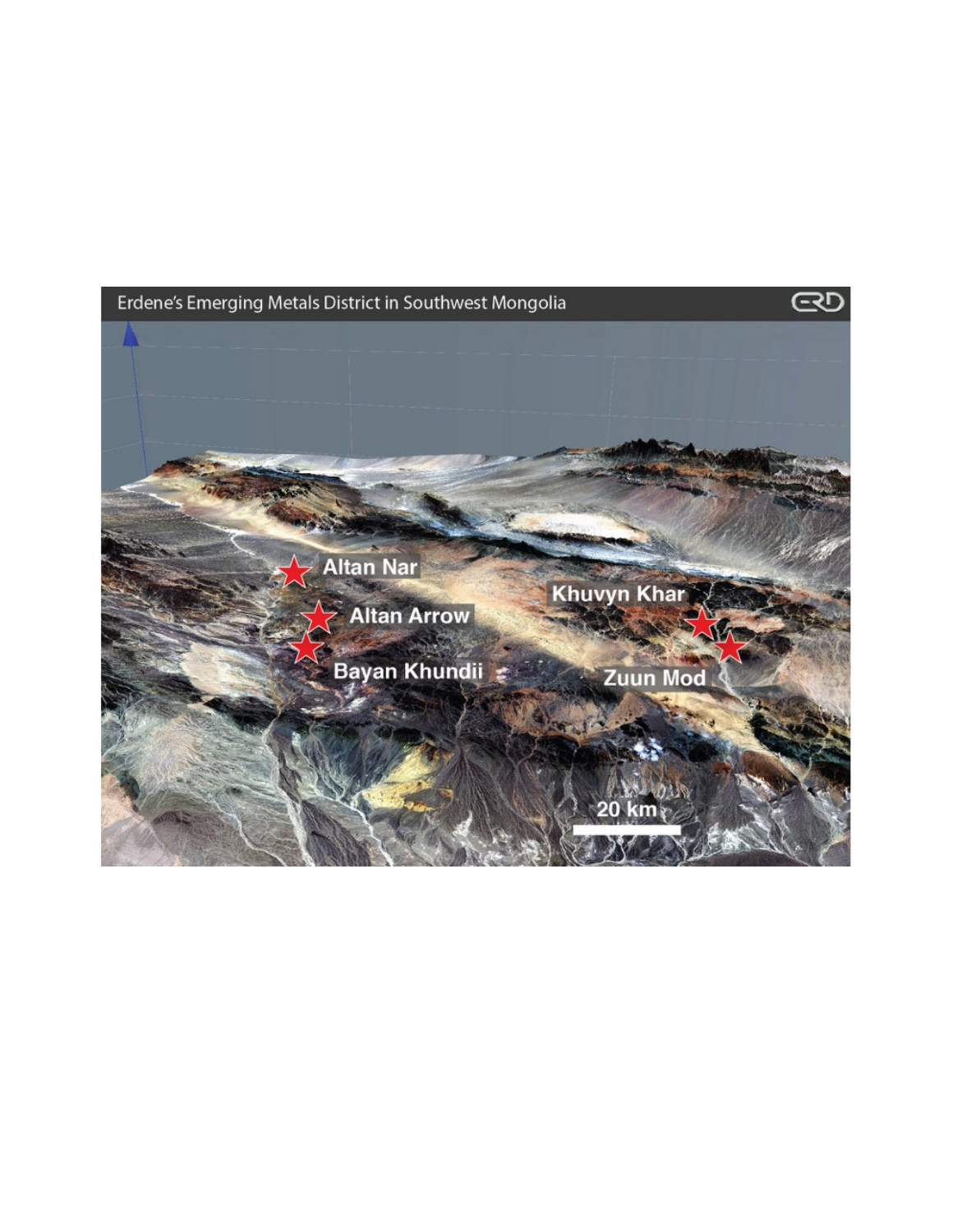Erdene's Emerging Metals District in Southwest Mongolia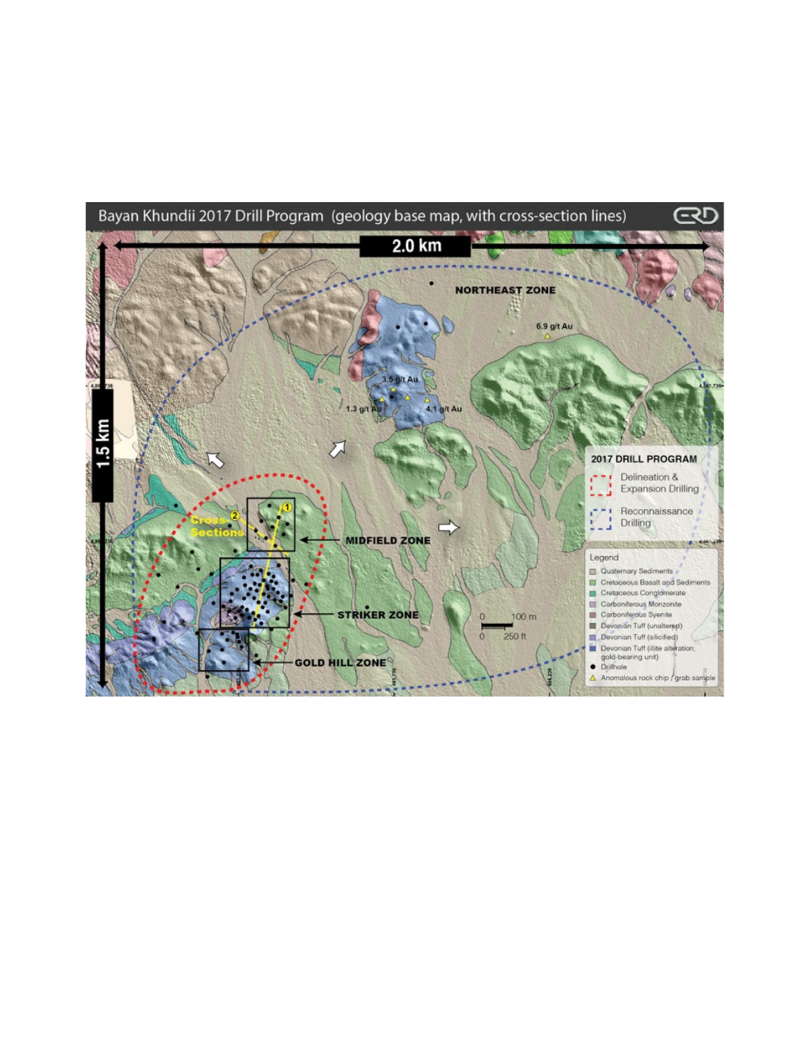Bayan Khundii 2017 Drill Program (geology base map, with cross-section lines)

2.0 km

1.5 km

NORTHEAST ZONE

6.9 g/t Au

3.5 g/t Au

1.3 g/t Au

4.1 g/t Au

Cross-Sections

MIDFIELD ZONE

STRIKER ZONE

GOLD HILL ZONE

0 100 m

0 250 ft

**2017 DRILL PROGRAM**

- Delineation & Expansion Drilling
- Reconnaissance Drilling

**Legend**

- Quaternary Sediments
- Cretaceous Basalt and Sediments
- Cretaceous Conglomerate
- Carboniferous Monzonite
- Carboniferous Syenite
- Devonian Tuff (unaltered)
- Devonian Tuff (silicified)
- Devonian Tuff (illite alteration; gold-bearing unit)
- Drillhole
- Anomalous rock chip / grab sample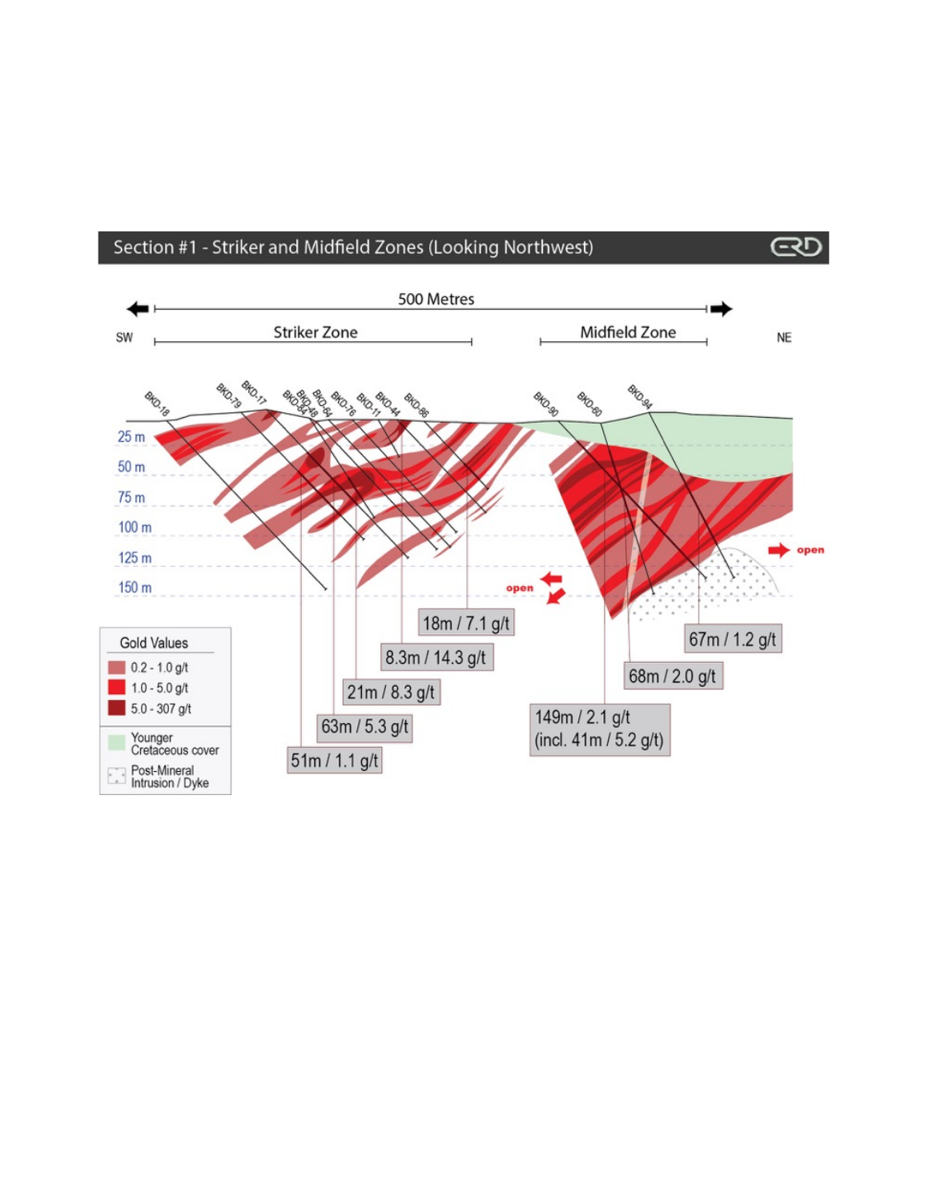## Section #1 - Striker and Midfield Zones (Looking Northwest)

500 Metres

SW — Striker Zone — Midfield Zone — NE

BKD-18, BKD-79, BKD-17, BKD-84, BKD-48, BKD-64, BKD-76, BKD-11, BKD-44, BKD-86, BKD-90, BKD-60, BKD-94

25 m, 50 m, 75 m, 100 m, 125 m, 150 m

open

open

18m / 7.1 g/t

8.3m / 14.3 g/t

21m / 8.3 g/t

63m / 5.3 g/t

51m / 1.1 g/t

67m / 1.2 g/t

68m / 2.0 g/t

149m / 2.1 g/t (incl. 41m / 5.2 g/t)

**Gold Values**

- 0.2 - 1.0 g/t
- 1.0 - 5.0 g/t
- 5.0 - 307 g/t
- Younger Cretaceous cover
- Post-Mineral Intrusion / Dyke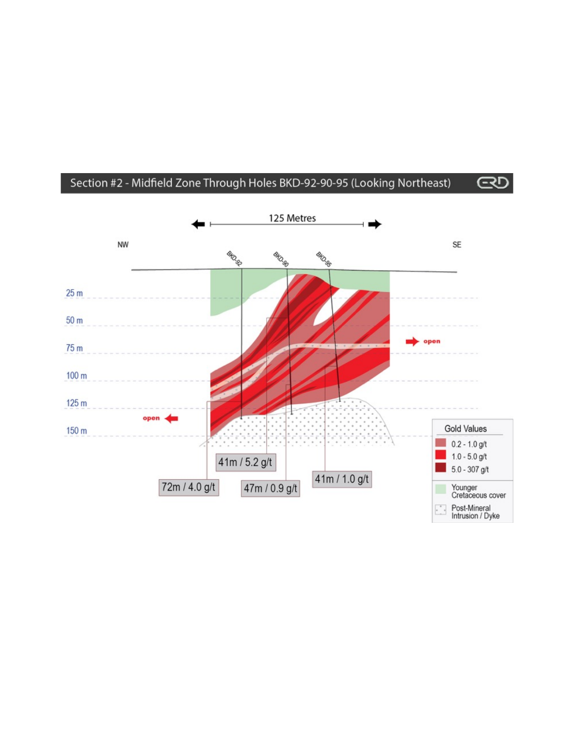Section #2 - Midfield Zone Through Holes BKD-92-90-95 (Looking Northeast)

125 Metres

NW

SE

BKD-92

BKD-90

BKD-95

25 m

50 m

75 m

100 m

125 m

150 m

open

open

41m / 5.2 g/t

72m / 4.0 g/t

47m / 0.9 g/t

41m / 1.0 g/t

Gold Values

0.2 - 1.0 g/t

1.0 - 5.0 g/t

5.0 - 307 g/t

Younger Cretaceous cover

Post-Mineral Intrusion / Dyke